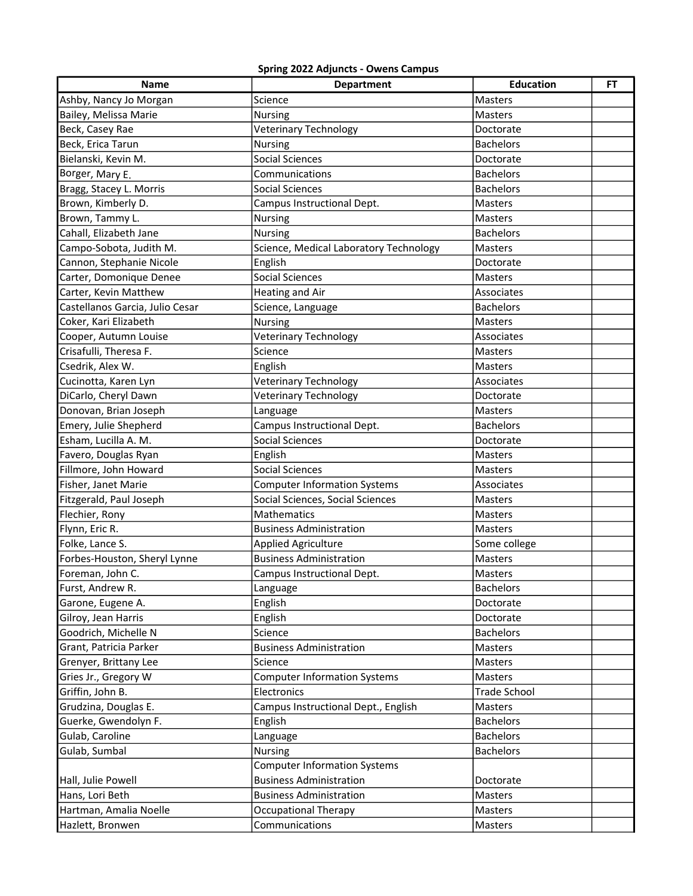**Spring 2022 Adjuncts - Owens Campus**

| Name | Department | Education | FT |
|---|---|---|---|
| Ashby, Nancy Jo Morgan | Science | Masters | |
| Bailey, Melissa Marie | Nursing | Masters | |
| Beck, Casey Rae | Veterinary Technology | Doctorate | |
| Beck, Erica Tarun | Nursing | Bachelors | |
| Bielanski, Kevin M. | Social Sciences | Doctorate | |
| Borger, Mary E. | Communications | Bachelors | |
| Bragg, Stacey L. Morris | Social Sciences | Bachelors | |
| Brown, Kimberly D. | Campus Instructional Dept. | Masters | |
| Brown, Tammy L. | Nursing | Masters | |
| Cahall, Elizabeth Jane | Nursing | Bachelors | |
| Campo-Sobota, Judith M. | Science, Medical Laboratory Technology | Masters | |
| Cannon, Stephanie Nicole | English | Doctorate | |
| Carter, Domonique Denee | Social Sciences | Masters | |
| Carter, Kevin Matthew | Heating and Air | Associates | |
| Castellanos Garcia, Julio Cesar | Science, Language | Bachelors | |
| Coker, Kari Elizabeth | Nursing | Masters | |
| Cooper, Autumn Louise | Veterinary Technology | Associates | |
| Crisafulli, Theresa F. | Science | Masters | |
| Csedrik, Alex W. | English | Masters | |
| Cucinotta, Karen Lyn | Veterinary Technology | Associates | |
| DiCarlo, Cheryl Dawn | Veterinary Technology | Doctorate | |
| Donovan, Brian Joseph | Language | Masters | |
| Emery, Julie Shepherd | Campus Instructional Dept. | Bachelors | |
| Esham, Lucilla A. M. | Social Sciences | Doctorate | |
| Favero, Douglas Ryan | English | Masters | |
| Fillmore, John Howard | Social Sciences | Masters | |
| Fisher, Janet Marie | Computer Information Systems | Associates | |
| Fitzgerald, Paul Joseph | Social Sciences, Social Sciences | Masters | |
| Flechier, Rony | Mathematics | Masters | |
| Flynn, Eric R. | Business Administration | Masters | |
| Folke, Lance S. | Applied Agriculture | Some college | |
| Forbes-Houston, Sheryl Lynne | Business Administration | Masters | |
| Foreman, John C. | Campus Instructional Dept. | Masters | |
| Furst, Andrew R. | Language | Bachelors | |
| Garone, Eugene A. | English | Doctorate | |
| Gilroy, Jean Harris | English | Doctorate | |
| Goodrich, Michelle N | Science | Bachelors | |
| Grant, Patricia Parker | Business Administration | Masters | |
| Grenyer, Brittany Lee | Science | Masters | |
| Gries Jr., Gregory W | Computer Information Systems | Masters | |
| Griffin, John B. | Electronics | Trade School | |
| Grudzina, Douglas E. | Campus Instructional Dept., English | Masters | |
| Guerke, Gwendolyn F. | English | Bachelors | |
| Gulab, Caroline | Language | Bachelors | |
| Gulab, Sumbal | Nursing | Bachelors | |
| Hall, Julie Powell | Computer Information Systems<br>Business Administration | Doctorate | |
| Hans, Lori Beth | Business Administration | Masters | |
| Hartman, Amalia Noelle | Occupational Therapy | Masters | |
| Hazlett, Bronwen | Communications | Masters | |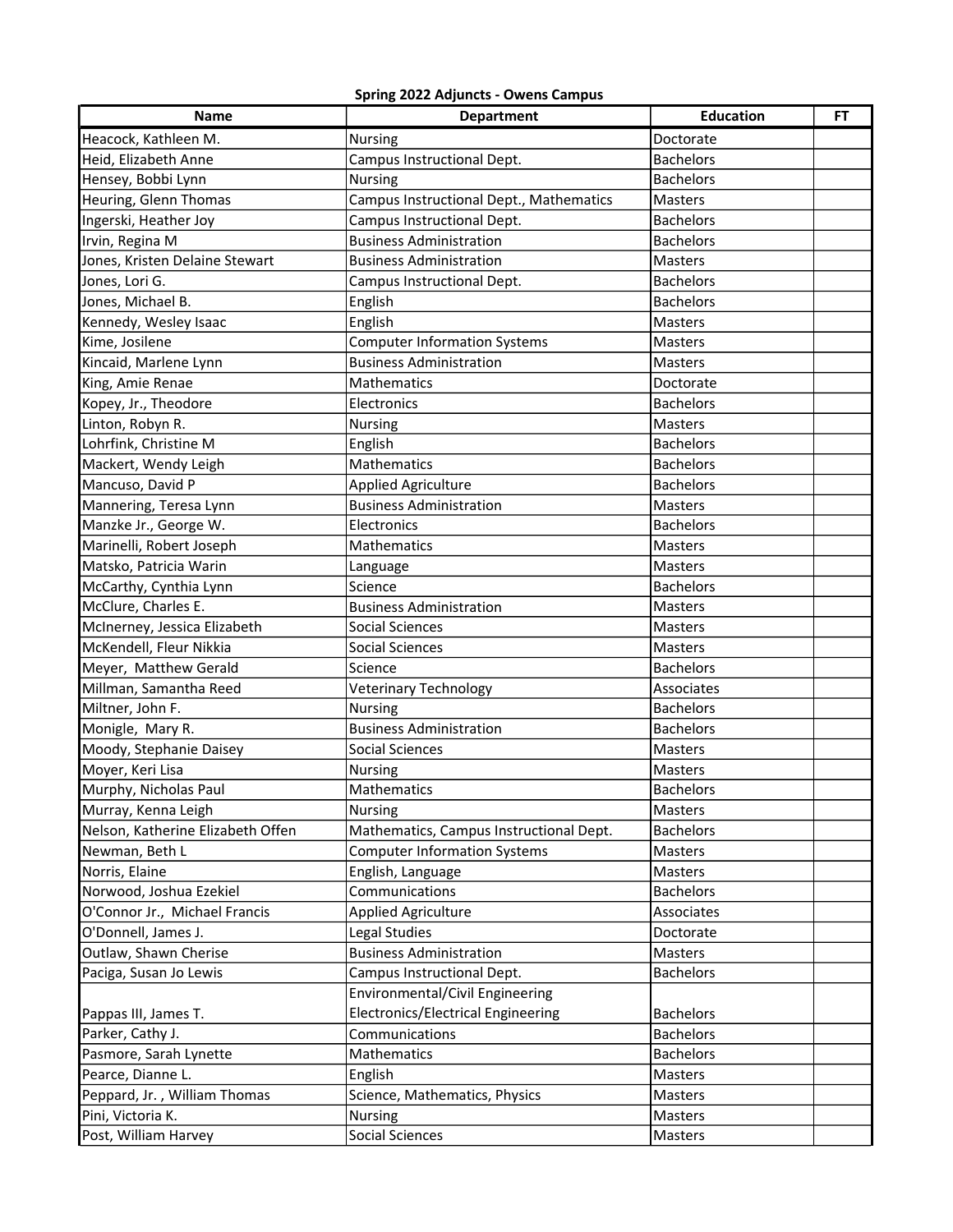**Spring 2022 Adjuncts - Owens Campus**

| Name | Department | Education | FT |
|---|---|---|---|
| Heacock, Kathleen M. | Nursing | Doctorate | |
| Heid, Elizabeth Anne | Campus Instructional Dept. | Bachelors | |
| Hensey, Bobbi Lynn | Nursing | Bachelors | |
| Heuring, Glenn Thomas | Campus Instructional Dept., Mathematics | Masters | |
| Ingerski, Heather Joy | Campus Instructional Dept. | Bachelors | |
| Irvin, Regina M | Business Administration | Bachelors | |
| Jones, Kristen Delaine Stewart | Business Administration | Masters | |
| Jones, Lori G. | Campus Instructional Dept. | Bachelors | |
| Jones, Michael B. | English | Bachelors | |
| Kennedy, Wesley Isaac | English | Masters | |
| Kime, Josilene | Computer Information Systems | Masters | |
| Kincaid, Marlene Lynn | Business Administration | Masters | |
| King, Amie Renae | Mathematics | Doctorate | |
| Kopey, Jr., Theodore | Electronics | Bachelors | |
| Linton, Robyn R. | Nursing | Masters | |
| Lohrfink, Christine M | English | Bachelors | |
| Mackert, Wendy Leigh | Mathematics | Bachelors | |
| Mancuso, David P | Applied Agriculture | Bachelors | |
| Mannering, Teresa Lynn | Business Administration | Masters | |
| Manzke Jr., George W. | Electronics | Bachelors | |
| Marinelli, Robert Joseph | Mathematics | Masters | |
| Matsko, Patricia Warin | Language | Masters | |
| McCarthy, Cynthia Lynn | Science | Bachelors | |
| McClure, Charles E. | Business Administration | Masters | |
| McInerney, Jessica Elizabeth | Social Sciences | Masters | |
| McKendell, Fleur Nikkia | Social Sciences | Masters | |
| Meyer, Matthew Gerald | Science | Bachelors | |
| Millman, Samantha Reed | Veterinary Technology | Associates | |
| Miltner, John F. | Nursing | Bachelors | |
| Monigle, Mary R. | Business Administration | Bachelors | |
| Moody, Stephanie Daisey | Social Sciences | Masters | |
| Moyer, Keri Lisa | Nursing | Masters | |
| Murphy, Nicholas Paul | Mathematics | Bachelors | |
| Murray, Kenna Leigh | Nursing | Masters | |
| Nelson, Katherine Elizabeth Offen | Mathematics, Campus Instructional Dept. | Bachelors | |
| Newman, Beth L | Computer Information Systems | Masters | |
| Norris, Elaine | English, Language | Masters | |
| Norwood, Joshua Ezekiel | Communications | Bachelors | |
| O'Connor Jr., Michael Francis | Applied Agriculture | Associates | |
| O'Donnell, James J. | Legal Studies | Doctorate | |
| Outlaw, Shawn Cherise | Business Administration | Masters | |
| Paciga, Susan Jo Lewis | Campus Instructional Dept. | Bachelors | |
| Pappas III, James T. | Environmental/Civil Engineering Electronics/Electrical Engineering | Bachelors | |
| Parker, Cathy J. | Communications | Bachelors | |
| Pasmore, Sarah Lynette | Mathematics | Bachelors | |
| Pearce, Dianne L. | English | Masters | |
| Peppard, Jr. , William Thomas | Science, Mathematics, Physics | Masters | |
| Pini, Victoria K. | Nursing | Masters | |
| Post, William Harvey | Social Sciences | Masters | |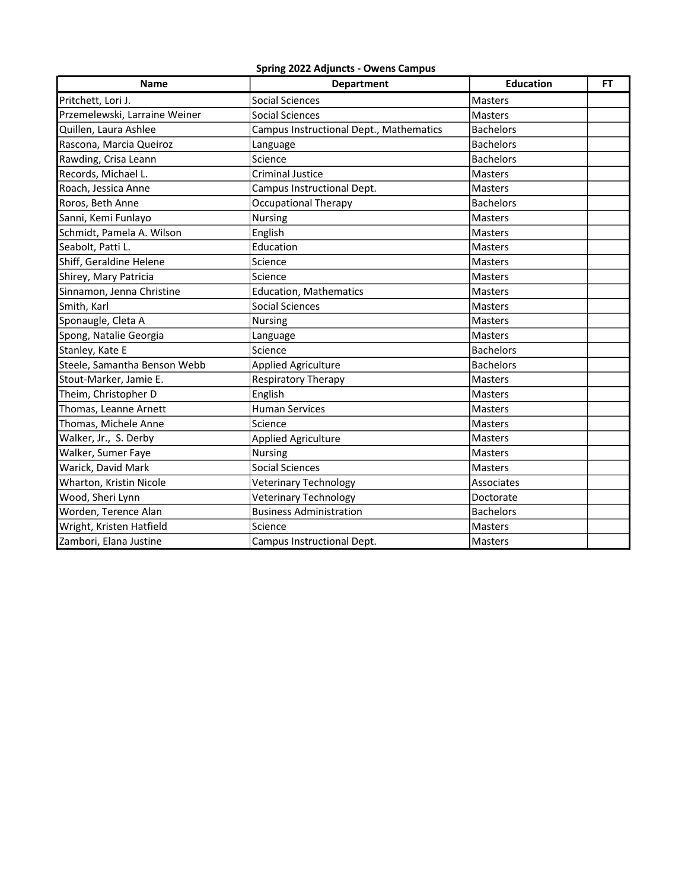**Spring 2022 Adjuncts - Owens Campus**

| Name | Department | Education | FT |
| --- | --- | --- | --- |
| Pritchett, Lori J. | Social Sciences | Masters | |
| Przemelewski, Larraine Weiner | Social Sciences | Masters | |
| Quillen, Laura Ashlee | Campus Instructional Dept., Mathematics | Bachelors | |
| Rascona, Marcia Queiroz | Language | Bachelors | |
| Rawding, Crisa Leann | Science | Bachelors | |
| Records, Michael L. | Criminal Justice | Masters | |
| Roach, Jessica Anne | Campus Instructional Dept. | Masters | |
| Roros, Beth Anne | Occupational Therapy | Bachelors | |
| Sanni, Kemi Funlayo | Nursing | Masters | |
| Schmidt, Pamela A. Wilson | English | Masters | |
| Seabolt, Patti L. | Education | Masters | |
| Shiff, Geraldine Helene | Science | Masters | |
| Shirey, Mary Patricia | Science | Masters | |
| Sinnamon, Jenna Christine | Education, Mathematics | Masters | |
| Smith, Karl | Social Sciences | Masters | |
| Sponaugle, Cleta A | Nursing | Masters | |
| Spong, Natalie Georgia | Language | Masters | |
| Stanley, Kate E | Science | Bachelors | |
| Steele, Samantha Benson Webb | Applied Agriculture | Bachelors | |
| Stout-Marker, Jamie E. | Respiratory Therapy | Masters | |
| Theim, Christopher D | English | Masters | |
| Thomas, Leanne Arnett | Human Services | Masters | |
| Thomas, Michele Anne | Science | Masters | |
| Walker, Jr., S. Derby | Applied Agriculture | Masters | |
| Walker, Sumer Faye | Nursing | Masters | |
| Warick, David Mark | Social Sciences | Masters | |
| Wharton, Kristin Nicole | Veterinary Technology | Associates | |
| Wood, Sheri Lynn | Veterinary Technology | Doctorate | |
| Worden, Terence Alan | Business Administration | Bachelors | |
| Wright, Kristen Hatfield | Science | Masters | |
| Zambori, Elana Justine | Campus Instructional Dept. | Masters | |